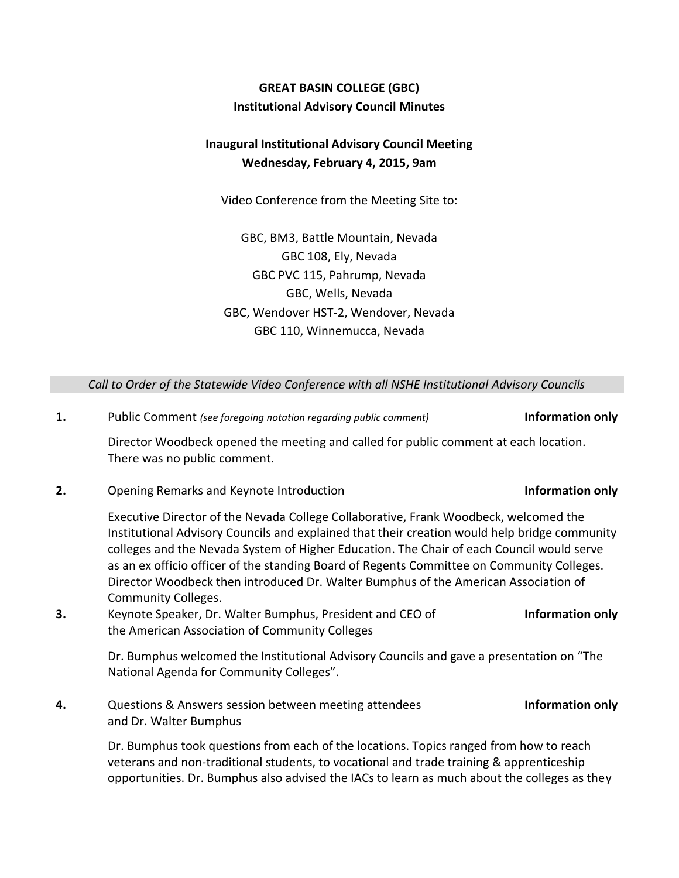# GREAT BASIN COLLEGE (GBC)
## Institutional Advisory Council Minutes

### Inaugural Institutional Advisory Council Meeting
### Wednesday, February 4, 2015, 9am

Video Conference from the Meeting Site to:

GBC, BM3, Battle Mountain, Nevada
GBC 108, Ely, Nevada
GBC PVC 115, Pahrump, Nevada
GBC, Wells, Nevada
GBC, Wendover HST-2, Wendover, Nevada
GBC 110, Winnemucca, Nevada

*Call to Order of the Statewide Video Conference with all NSHE Institutional Advisory Councils*

**1.** Public Comment *(see foregoing notation regarding public comment)* — **Information only**

Director Woodbeck opened the meeting and called for public comment at each location. There was no public comment.

**2.** Opening Remarks and Keynote Introduction — **Information only**

Executive Director of the Nevada College Collaborative, Frank Woodbeck, welcomed the Institutional Advisory Councils and explained that their creation would help bridge community colleges and the Nevada System of Higher Education. The Chair of each Council would serve as an ex officio officer of the standing Board of Regents Committee on Community Colleges. Director Woodbeck then introduced Dr. Walter Bumphus of the American Association of Community Colleges.

**3.** Keynote Speaker, Dr. Walter Bumphus, President and CEO of the American Association of Community Colleges — **Information only**

Dr. Bumphus welcomed the Institutional Advisory Councils and gave a presentation on "The National Agenda for Community Colleges".

**4.** Questions & Answers session between meeting attendees and Dr. Walter Bumphus — **Information only**

Dr. Bumphus took questions from each of the locations. Topics ranged from how to reach veterans and non-traditional students, to vocational and trade training & apprenticeship opportunities. Dr. Bumphus also advised the IACs to learn as much about the colleges as they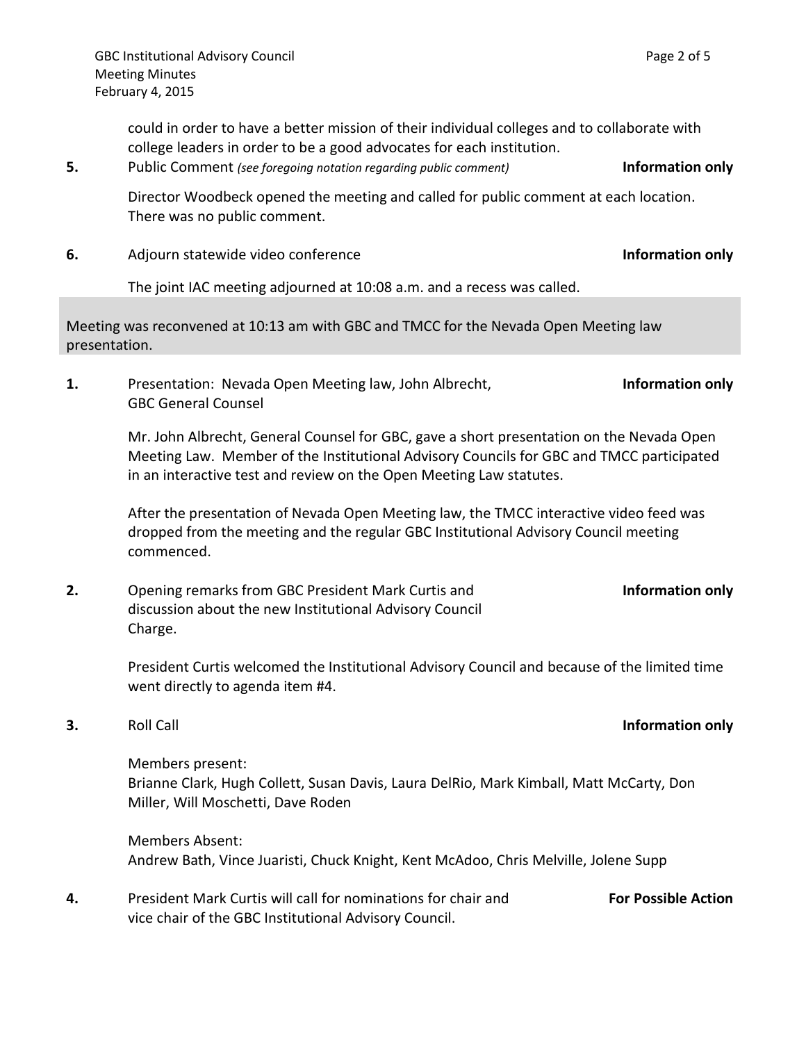could in order to have a better mission of their individual colleges and to collaborate with college leaders in order to be a good advocates for each institution.

**5.** Public Comment *(see foregoing notation regarding public comment)* **Information only**

Director Woodbeck opened the meeting and called for public comment at each location. There was no public comment.

**6.** Adjourn statewide video conference **Information only**

The joint IAC meeting adjourned at 10:08 a.m. and a recess was called.

Meeting was reconvened at 10:13 am with GBC and TMCC for the Nevada Open Meeting law presentation.

**1.** Presentation: Nevada Open Meeting law, John Albrecht, GBC General Counsel **Information only**

Mr. John Albrecht, General Counsel for GBC, gave a short presentation on the Nevada Open Meeting Law. Member of the Institutional Advisory Councils for GBC and TMCC participated in an interactive test and review on the Open Meeting Law statutes.

After the presentation of Nevada Open Meeting law, the TMCC interactive video feed was dropped from the meeting and the regular GBC Institutional Advisory Council meeting commenced.

**2.** Opening remarks from GBC President Mark Curtis and discussion about the new Institutional Advisory Council Charge. **Information only**

President Curtis welcomed the Institutional Advisory Council and because of the limited time went directly to agenda item #4.

**3.** Roll Call **Information only**

Members present:
Brianne Clark, Hugh Collett, Susan Davis, Laura DelRio, Mark Kimball, Matt McCarty, Don Miller, Will Moschetti, Dave Roden

Members Absent:
Andrew Bath, Vince Juaristi, Chuck Knight, Kent McAdoo, Chris Melville, Jolene Supp

**4.** President Mark Curtis will call for nominations for chair and vice chair of the GBC Institutional Advisory Council. **For Possible Action**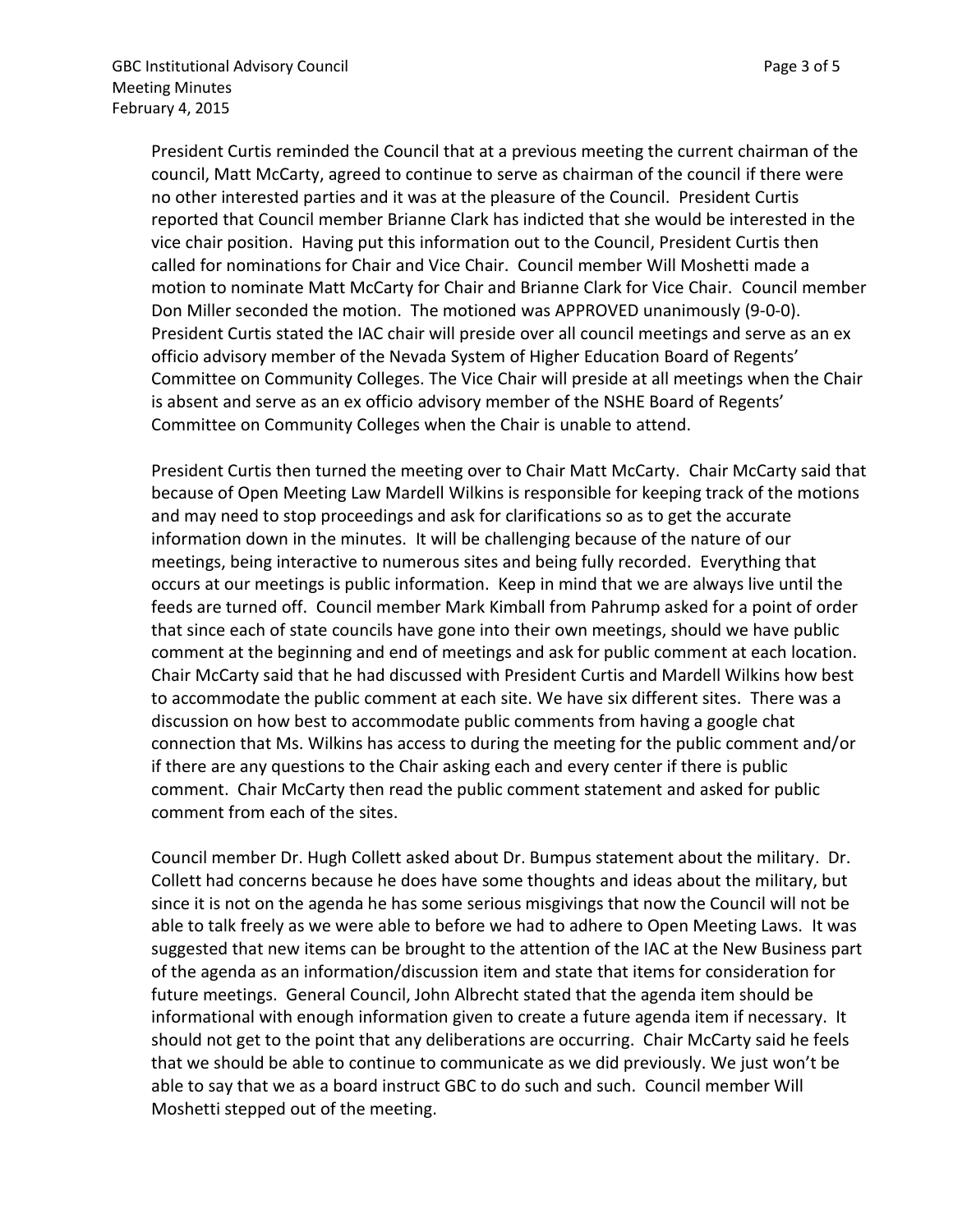President Curtis reminded the Council that at a previous meeting the current chairman of the council, Matt McCarty, agreed to continue to serve as chairman of the council if there were no other interested parties and it was at the pleasure of the Council. President Curtis reported that Council member Brianne Clark has indicted that she would be interested in the vice chair position. Having put this information out to the Council, President Curtis then called for nominations for Chair and Vice Chair. Council member Will Moshetti made a motion to nominate Matt McCarty for Chair and Brianne Clark for Vice Chair. Council member Don Miller seconded the motion. The motioned was APPROVED unanimously (9-0-0). President Curtis stated the IAC chair will preside over all council meetings and serve as an ex officio advisory member of the Nevada System of Higher Education Board of Regents' Committee on Community Colleges. The Vice Chair will preside at all meetings when the Chair is absent and serve as an ex officio advisory member of the NSHE Board of Regents' Committee on Community Colleges when the Chair is unable to attend.

President Curtis then turned the meeting over to Chair Matt McCarty. Chair McCarty said that because of Open Meeting Law Mardell Wilkins is responsible for keeping track of the motions and may need to stop proceedings and ask for clarifications so as to get the accurate information down in the minutes. It will be challenging because of the nature of our meetings, being interactive to numerous sites and being fully recorded. Everything that occurs at our meetings is public information. Keep in mind that we are always live until the feeds are turned off. Council member Mark Kimball from Pahrump asked for a point of order that since each of state councils have gone into their own meetings, should we have public comment at the beginning and end of meetings and ask for public comment at each location. Chair McCarty said that he had discussed with President Curtis and Mardell Wilkins how best to accommodate the public comment at each site. We have six different sites. There was a discussion on how best to accommodate public comments from having a google chat connection that Ms. Wilkins has access to during the meeting for the public comment and/or if there are any questions to the Chair asking each and every center if there is public comment. Chair McCarty then read the public comment statement and asked for public comment from each of the sites.

Council member Dr. Hugh Collett asked about Dr. Bumpus statement about the military. Dr. Collett had concerns because he does have some thoughts and ideas about the military, but since it is not on the agenda he has some serious misgivings that now the Council will not be able to talk freely as we were able to before we had to adhere to Open Meeting Laws. It was suggested that new items can be brought to the attention of the IAC at the New Business part of the agenda as an information/discussion item and state that items for consideration for future meetings. General Council, John Albrecht stated that the agenda item should be informational with enough information given to create a future agenda item if necessary. It should not get to the point that any deliberations are occurring. Chair McCarty said he feels that we should be able to continue to communicate as we did previously. We just won't be able to say that we as a board instruct GBC to do such and such. Council member Will Moshetti stepped out of the meeting.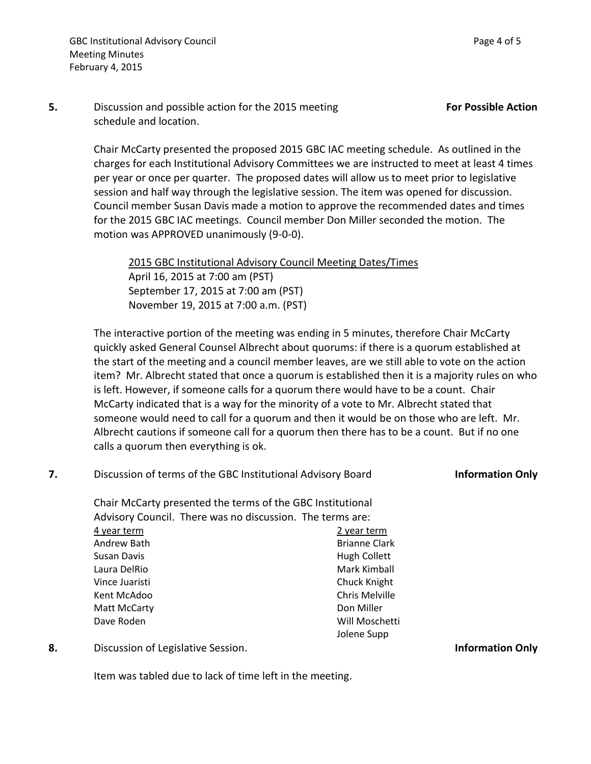**5.** Discussion and possible action for the 2015 meeting schedule and location. **For Possible Action**

Chair McCarty presented the proposed 2015 GBC IAC meeting schedule. As outlined in the charges for each Institutional Advisory Committees we are instructed to meet at least 4 times per year or once per quarter. The proposed dates will allow us to meet prior to legislative session and half way through the legislative session. The item was opened for discussion. Council member Susan Davis made a motion to approve the recommended dates and times for the 2015 GBC IAC meetings. Council member Don Miller seconded the motion. The motion was APPROVED unanimously (9-0-0).

<u>2015 GBC Institutional Advisory Council Meeting Dates/Times</u>
April 16, 2015 at 7:00 am (PST)
September 17, 2015 at 7:00 am (PST)
November 19, 2015 at 7:00 a.m. (PST)

The interactive portion of the meeting was ending in 5 minutes, therefore Chair McCarty quickly asked General Counsel Albrecht about quorums: if there is a quorum established at the start of the meeting and a council member leaves, are we still able to vote on the action item? Mr. Albrecht stated that once a quorum is established then it is a majority rules on who is left. However, if someone calls for a quorum there would have to be a count. Chair McCarty indicated that is a way for the minority of a vote to Mr. Albrecht stated that someone would need to call for a quorum and then it would be on those who are left. Mr. Albrecht cautions if someone call for a quorum then there has to be a count. But if no one calls a quorum then everything is ok.

**7.** Discussion of terms of the GBC Institutional Advisory Board **Information Only**

Chair McCarty presented the terms of the GBC Institutional Advisory Council. There was no discussion. The terms are:

| 4 year term | 2 year term |
|---|---|
| Andrew Bath | Brianne Clark |
| Susan Davis | Hugh Collett |
| Laura DelRio | Mark Kimball |
| Vince Juaristi | Chuck Knight |
| Kent McAdoo | Chris Melville |
| Matt McCarty | Don Miller |
| Dave Roden | Will Moschetti |
| | Jolene Supp |

**8.** Discussion of Legislative Session. **Information Only**

Item was tabled due to lack of time left in the meeting.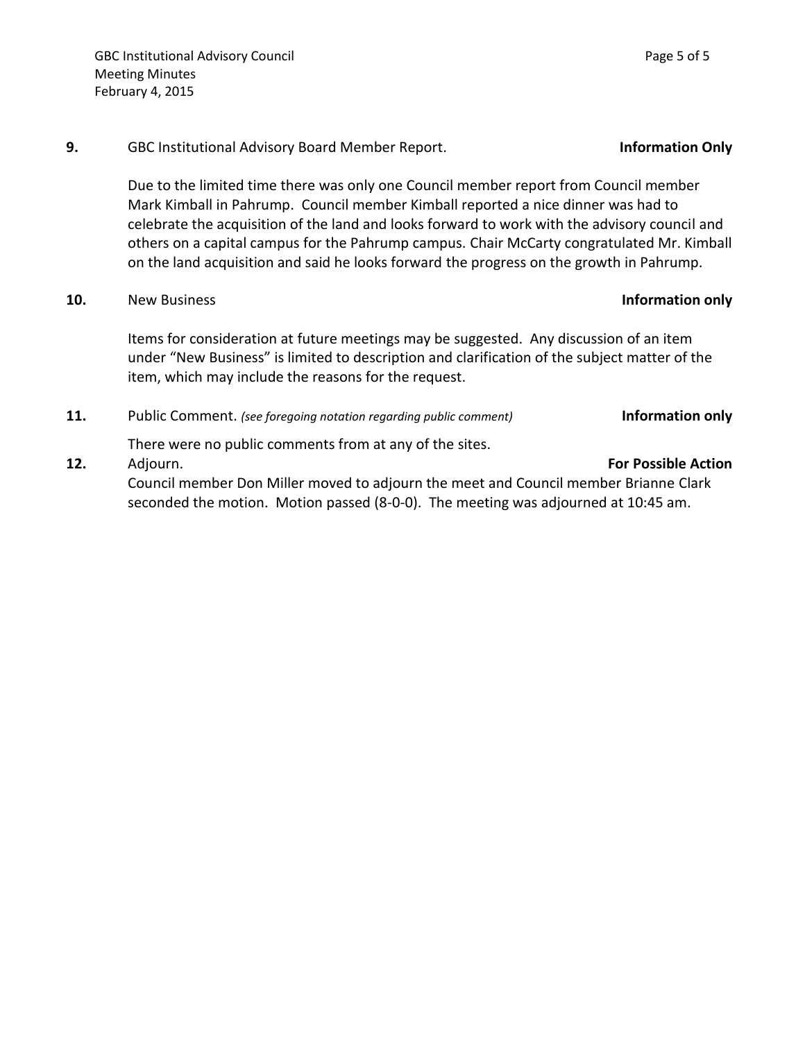**9.** GBC Institutional Advisory Board Member Report. **Information Only**

Due to the limited time there was only one Council member report from Council member Mark Kimball in Pahrump. Council member Kimball reported a nice dinner was had to celebrate the acquisition of the land and looks forward to work with the advisory council and others on a capital campus for the Pahrump campus. Chair McCarty congratulated Mr. Kimball on the land acquisition and said he looks forward the progress on the growth in Pahrump.

**10.** New Business **Information only**

Items for consideration at future meetings may be suggested. Any discussion of an item under "New Business" is limited to description and clarification of the subject matter of the item, which may include the reasons for the request.

**11.** Public Comment. *(see foregoing notation regarding public comment)* **Information only**

There were no public comments from at any of the sites.

**12.** Adjourn. **For Possible Action**

Council member Don Miller moved to adjourn the meet and Council member Brianne Clark seconded the motion. Motion passed (8-0-0). The meeting was adjourned at 10:45 am.